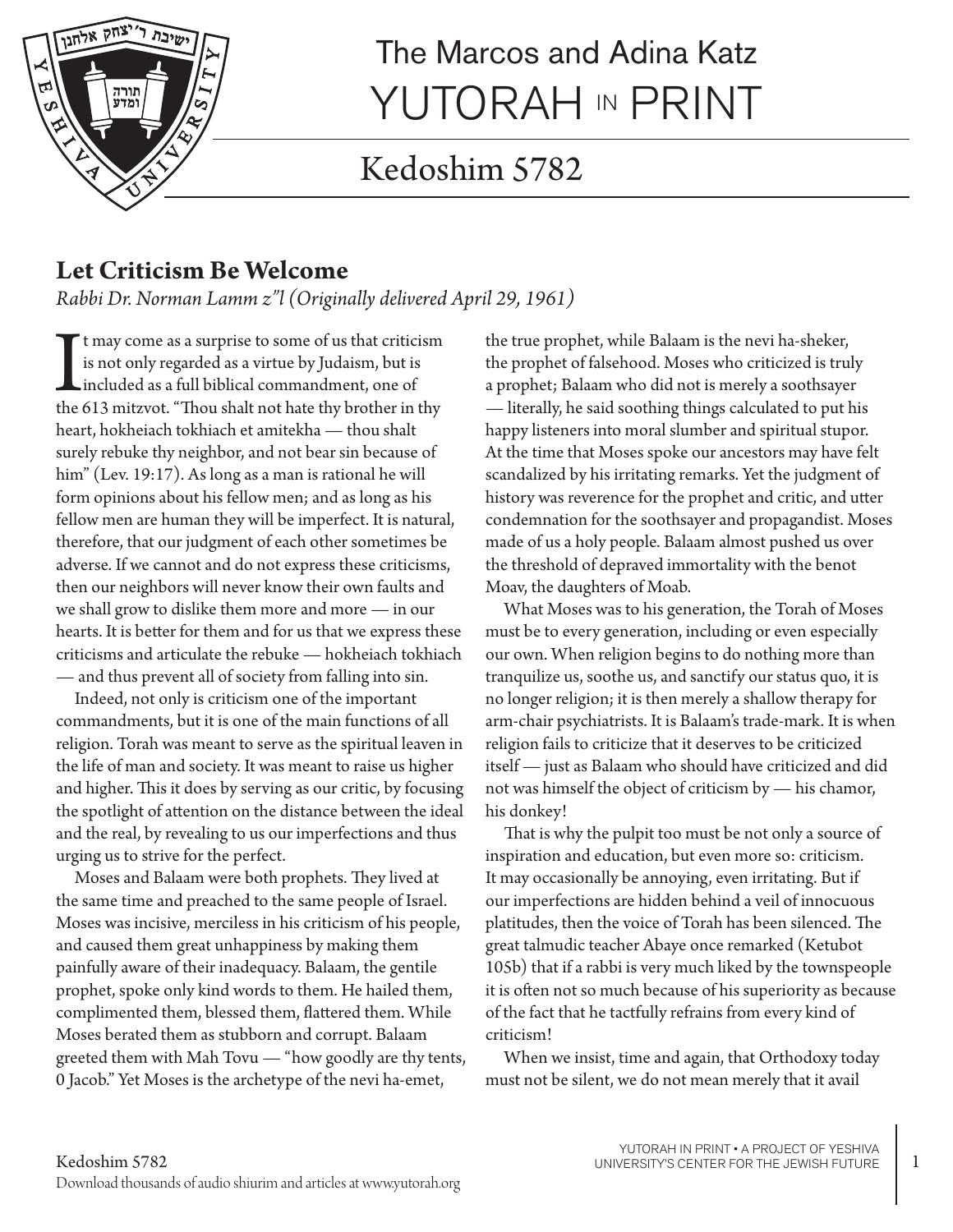# The Marcos and Adina Katz YUTORAH IN PRINT

## Kedoshim 5782

### Let Criticism Be Welcome

*Rabbi Dr. Norman Lamm z"l (Originally delivered April 29, 1961)*

It may come as a surprise to some of us that criticism is not only regarded as a virtue by Judaism, but is included as a full biblical commandment, one of the 613 mitzvot. "Thou shalt not hate thy brother in thy heart, hokheiach tokhiach et amitekha — thou shalt surely rebuke thy neighbor, and not bear sin because of him" (Lev. 19:17). As long as a man is rational he will form opinions about his fellow men; and as long as his fellow men are human they will be imperfect. It is natural, therefore, that our judgment of each other sometimes be adverse. If we cannot and do not express these criticisms, then our neighbors will never know their own faults and we shall grow to dislike them more and more — in our hearts. It is better for them and for us that we express these criticisms and articulate the rebuke — hokheiach tokhiach — and thus prevent all of society from falling into sin.

Indeed, not only is criticism one of the important commandments, but it is one of the main functions of all religion. Torah was meant to serve as the spiritual leaven in the life of man and society. It was meant to raise us higher and higher. This it does by serving as our critic, by focusing the spotlight of attention on the distance between the ideal and the real, by revealing to us our imperfections and thus urging us to strive for the perfect.

Moses and Balaam were both prophets. They lived at the same time and preached to the same people of Israel. Moses was incisive, merciless in his criticism of his people, and caused them great unhappiness by making them painfully aware of their inadequacy. Balaam, the gentile prophet, spoke only kind words to them. He hailed them, complimented them, blessed them, flattered them. While Moses berated them as stubborn and corrupt. Balaam greeted them with Mah Tovu — "how goodly are thy tents, 0 Jacob." Yet Moses is the archetype of the nevi ha-emet, the true prophet, while Balaam is the nevi ha-sheker, the prophet of falsehood. Moses who criticized is truly a prophet; Balaam who did not is merely a soothsayer — literally, he said soothing things calculated to put his happy listeners into moral slumber and spiritual stupor. At the time that Moses spoke our ancestors may have felt scandalized by his irritating remarks. Yet the judgment of history was reverence for the prophet and critic, and utter condemnation for the soothsayer and propagandist. Moses made of us a holy people. Balaam almost pushed us over the threshold of depraved immortality with the benot Moav, the daughters of Moab.

What Moses was to his generation, the Torah of Moses must be to every generation, including or even especially our own. When religion begins to do nothing more than tranquilize us, soothe us, and sanctify our status quo, it is no longer religion; it is then merely a shallow therapy for arm-chair psychiatrists. It is Balaam's trade-mark. It is when religion fails to criticize that it deserves to be criticized itself — just as Balaam who should have criticized and did not was himself the object of criticism by — his chamor, his donkey!

That is why the pulpit too must be not only a source of inspiration and education, but even more so: criticism. It may occasionally be annoying, even irritating. But if our imperfections are hidden behind a veil of innocuous platitudes, then the voice of Torah has been silenced. The great talmudic teacher Abaye once remarked (Ketubot 105b) that if a rabbi is very much liked by the townspeople it is often not so much because of his superiority as because of the fact that he tactfully refrains from every kind of criticism!

When we insist, time and again, that Orthodoxy today must not be silent, we do not mean merely that it avail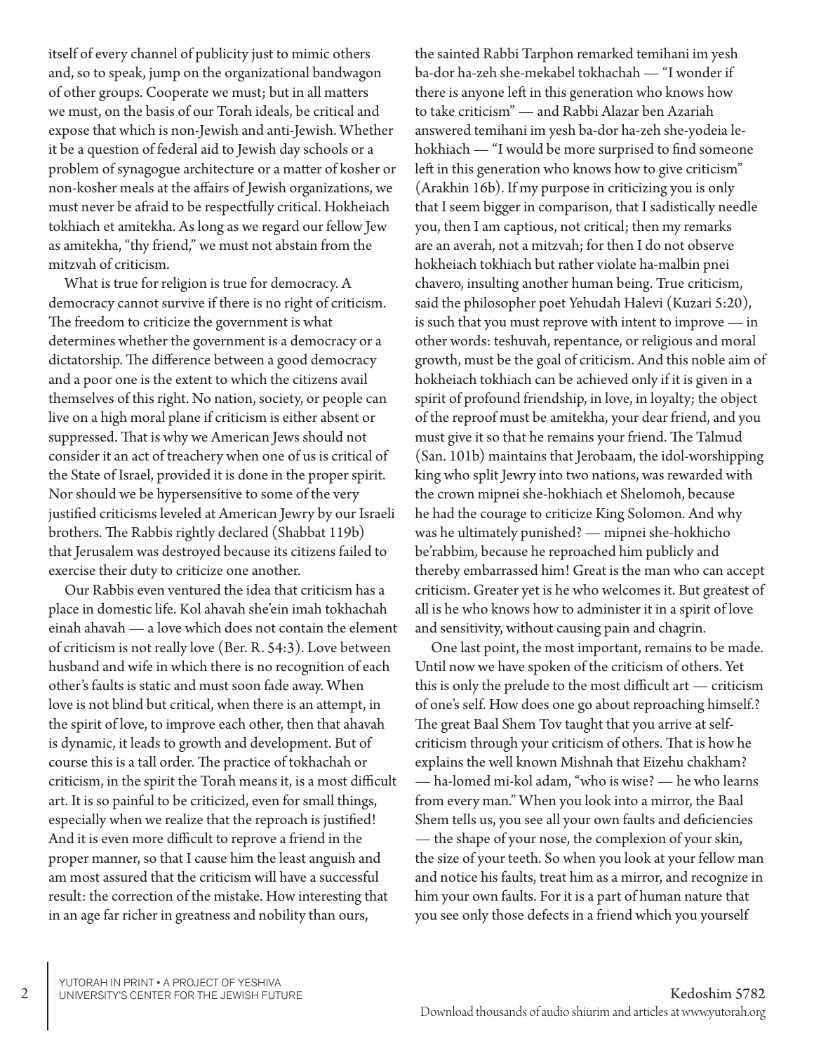itself of every channel of publicity just to mimic others and, so to speak, jump on the organizational bandwagon of other groups. Cooperate we must; but in all matters we must, on the basis of our Torah ideals, be critical and expose that which is non-Jewish and anti-Jewish. Whether it be a question of federal aid to Jewish day schools or a problem of synagogue architecture or a matter of kosher or non-kosher meals at the affairs of Jewish organizations, we must never be afraid to be respectfully critical. Hokheiach tokhiach et amitekha. As long as we regard our fellow Jew as amitekha, "thy friend," we must not abstain from the mitzvah of criticism.

What is true for religion is true for democracy. A democracy cannot survive if there is no right of criticism. The freedom to criticize the government is what determines whether the government is a democracy or a dictatorship. The difference between a good democracy and a poor one is the extent to which the citizens avail themselves of this right. No nation, society, or people can live on a high moral plane if criticism is either absent or suppressed. That is why we American Jews should not consider it an act of treachery when one of us is critical of the State of Israel, provided it is done in the proper spirit. Nor should we be hypersensitive to some of the very justified criticisms leveled at American Jewry by our Israeli brothers. The Rabbis rightly declared (Shabbat 119b) that Jerusalem was destroyed because its citizens failed to exercise their duty to criticize one another.

Our Rabbis even ventured the idea that criticism has a place in domestic life. Kol ahavah she'ein imah tokhachah einah ahavah — a love which does not contain the element of criticism is not really love (Ber. R. 54:3). Love between husband and wife in which there is no recognition of each other's faults is static and must soon fade away. When love is not blind but critical, when there is an attempt, in the spirit of love, to improve each other, then that ahavah is dynamic, it leads to growth and development. But of course this is a tall order. The practice of tokhachah or criticism, in the spirit the Torah means it, is a most difficult art. It is so painful to be criticized, even for small things, especially when we realize that the reproach is justified! And it is even more difficult to reprove a friend in the proper manner, so that I cause him the least anguish and am most assured that the criticism will have a successful result: the correction of the mistake. How interesting that in an age far richer in greatness and nobility than ours, the sainted Rabbi Tarphon remarked temihani im yesh ba-dor ha-zeh she-mekabel tokhachah — "I wonder if there is anyone left in this generation who knows how to take criticism" — and Rabbi Alazar ben Azariah answered temihani im yesh ba-dor ha-zeh she-yodeia le-hokhiach — "I would be more surprised to find someone left in this generation who knows how to give criticism" (Arakhin 16b). If my purpose in criticizing you is only that I seem bigger in comparison, that I sadistically needle you, then I am captious, not critical; then my remarks are an averah, not a mitzvah; for then I do not observe hokheiach tokhiach but rather violate ha-malbin pnei chavero, insulting another human being. True criticism, said the philosopher poet Yehudah Halevi (Kuzari 5:20), is such that you must reprove with intent to improve — in other words: teshuvah, repentance, or religious and moral growth, must be the goal of criticism. And this noble aim of hokheiach tokhiach can be achieved only if it is given in a spirit of profound friendship, in love, in loyalty; the object of the reproof must be amitekha, your dear friend, and you must give it so that he remains your friend. The Talmud (San. 101b) maintains that Jerobaam, the idol-worshipping king who split Jewry into two nations, was rewarded with the crown mipnei she-hokhiach et Shelomoh, because he had the courage to criticize King Solomon. And why was he ultimately punished? — mipnei she-hokhicho be'rabbim, because he reproached him publicly and thereby embarrassed him! Great is the man who can accept criticism. Greater yet is he who welcomes it. But greatest of all is he who knows how to administer it in a spirit of love and sensitivity, without causing pain and chagrin.

One last point, the most important, remains to be made. Until now we have spoken of the criticism of others. Yet this is only the prelude to the most difficult art — criticism of one's self. How does one go about reproaching himself.? The great Baal Shem Tov taught that you arrive at self-criticism through your criticism of others. That is how he explains the well known Mishnah that Eizehu chakham? — ha-lomed mi-kol adam, "who is wise? — he who learns from every man." When you look into a mirror, the Baal Shem tells us, you see all your own faults and deficiencies — the shape of your nose, the complexion of your skin, the size of your teeth. So when you look at your fellow man and notice his faults, treat him as a mirror, and recognize in him your own faults. For it is a part of human nature that you see only those defects in a friend which you yourself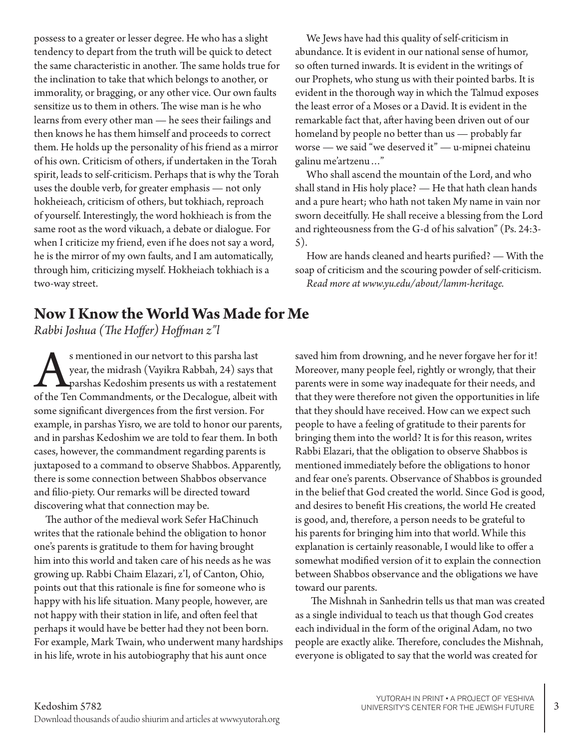possess to a greater or lesser degree. He who has a slight tendency to depart from the truth will be quick to detect the same characteristic in another. The same holds true for the inclination to take that which belongs to another, or immorality, or bragging, or any other vice. Our own faults sensitize us to them in others. The wise man is he who learns from every other man — he sees their failings and then knows he has them himself and proceeds to correct them. He holds up the personality of his friend as a mirror of his own. Criticism of others, if undertaken in the Torah spirit, leads to self-criticism. Perhaps that is why the Torah uses the double verb, for greater emphasis — not only hokheieach, criticism of others, but tokhiach, reproach of yourself. Interestingly, the word hokhieach is from the same root as the word vikuach, a debate or dialogue. For when I criticize my friend, even if he does not say a word, he is the mirror of my own faults, and I am automatically, through him, criticizing myself. Hokheiach tokhiach is a two-way street.

We Jews have had this quality of self-criticism in abundance. It is evident in our national sense of humor, so often turned inwards. It is evident in the writings of our Prophets, who stung us with their pointed barbs. It is evident in the thorough way in which the Talmud exposes the least error of a Moses or a David. It is evident in the remarkable fact that, after having been driven out of our homeland by people no better than us — probably far worse — we said "we deserved it" — u-mipnei chateinu galinu me'artzenu…"

Who shall ascend the mountain of the Lord, and who shall stand in His holy place? — He that hath clean hands and a pure heart; who hath not taken My name in vain nor sworn deceitfully. He shall receive a blessing from the Lord and righteousness from the G-d of his salvation" (Ps. 24:3-5).

How are hands cleaned and hearts purified? — With the soap of criticism and the scouring powder of self-criticism.

*Read more at www.yu.edu/about/lamm-heritage.*

## Now I Know the World Was Made for Me

*Rabbi Joshua (The Hoffer) Hoffman z"l*

As mentioned in our netvort to this parsha last year, the midrash (Vayikra Rabbah, 24) says that parshas Kedoshim presents us with a restatement of the Ten Commandments, or the Decalogue, albeit with some significant divergences from the first version. For example, in parshas Yisro, we are told to honor our parents, and in parshas Kedoshim we are told to fear them. In both cases, however, the commandment regarding parents is juxtaposed to a command to observe Shabbos. Apparently, there is some connection between Shabbos observance and filio-piety. Our remarks will be directed toward discovering what that connection may be.

The author of the medieval work Sefer HaChinuch writes that the rationale behind the obligation to honor one's parents is gratitude to them for having brought him into this world and taken care of his needs as he was growing up. Rabbi Chaim Elazari, z'l, of Canton, Ohio, points out that this rationale is fine for someone who is happy with his life situation. Many people, however, are not happy with their station in life, and often feel that perhaps it would have be better had they not been born. For example, Mark Twain, who underwent many hardships in his life, wrote in his autobiography that his aunt once saved him from drowning, and he never forgave her for it! Moreover, many people feel, rightly or wrongly, that their parents were in some way inadequate for their needs, and that they were therefore not given the opportunities in life that they should have received. How can we expect such people to have a feeling of gratitude to their parents for bringing them into the world? It is for this reason, writes Rabbi Elazari, that the obligation to observe Shabbos is mentioned immediately before the obligations to honor and fear one's parents. Observance of Shabbos is grounded in the belief that God created the world. Since God is good, and desires to benefit His creations, the world He created is good, and, therefore, a person needs to be grateful to his parents for bringing him into that world. While this explanation is certainly reasonable, I would like to offer a somewhat modified version of it to explain the connection between Shabbos observance and the obligations we have toward our parents.

The Mishnah in Sanhedrin tells us that man was created as a single individual to teach us that though God creates each individual in the form of the original Adam, no two people are exactly alike. Therefore, concludes the Mishnah, everyone is obligated to say that the world was created for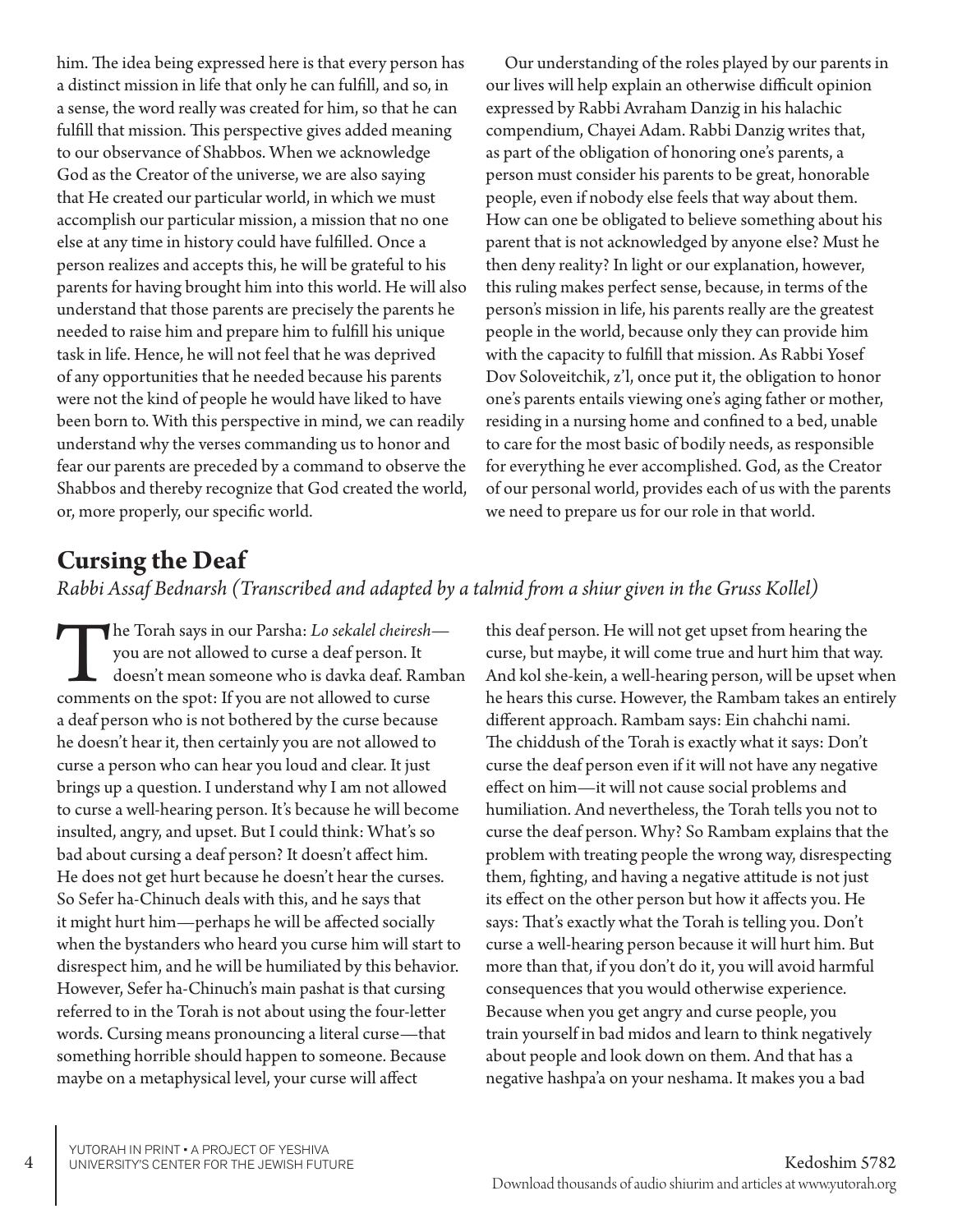him. The idea being expressed here is that every person has a distinct mission in life that only he can fulfill, and so, in a sense, the word really was created for him, so that he can fulfill that mission. This perspective gives added meaning to our observance of Shabbos. When we acknowledge God as the Creator of the universe, we are also saying that He created our particular world, in which we must accomplish our particular mission, a mission that no one else at any time in history could have fulfilled. Once a person realizes and accepts this, he will be grateful to his parents for having brought him into this world. He will also understand that those parents are precisely the parents he needed to raise him and prepare him to fulfill his unique task in life. Hence, he will not feel that he was deprived of any opportunities that he needed because his parents were not the kind of people he would have liked to have been born to. With this perspective in mind, we can readily understand why the verses commanding us to honor and fear our parents are preceded by a command to observe the Shabbos and thereby recognize that God created the world, or, more properly, our specific world.

Our understanding of the roles played by our parents in our lives will help explain an otherwise difficult opinion expressed by Rabbi Avraham Danzig in his halachic compendium, Chayei Adam. Rabbi Danzig writes that, as part of the obligation of honoring one's parents, a person must consider his parents to be great, honorable people, even if nobody else feels that way about them. How can one be obligated to believe something about his parent that is not acknowledged by anyone else? Must he then deny reality? In light or our explanation, however, this ruling makes perfect sense, because, in terms of the person's mission in life, his parents really are the greatest people in the world, because only they can provide him with the capacity to fulfill that mission. As Rabbi Yosef Dov Soloveitchik, z'l, once put it, the obligation to honor one's parents entails viewing one's aging father or mother, residing in a nursing home and confined to a bed, unable to care for the most basic of bodily needs, as responsible for everything he ever accomplished. God, as the Creator of our personal world, provides each of us with the parents we need to prepare us for our role in that world.

## Cursing the Deaf

*Rabbi Assaf Bednarsh (Transcribed and adapted by a talmid from a shiur given in the Gruss Kollel)*

The Torah says in our Parsha: *Lo sekalel cheiresh*—you are not allowed to curse a deaf person. It doesn't mean someone who is davka deaf. Ramban comments on the spot: If you are not allowed to curse a deaf person who is not bothered by the curse because he doesn't hear it, then certainly you are not allowed to curse a person who can hear you loud and clear. It just brings up a question. I understand why I am not allowed to curse a well-hearing person. It's because he will become insulted, angry, and upset. But I could think: What's so bad about cursing a deaf person? It doesn't affect him. He does not get hurt because he doesn't hear the curses. So Sefer ha-Chinuch deals with this, and he says that it might hurt him—perhaps he will be affected socially when the bystanders who heard you curse him will start to disrespect him, and he will be humiliated by this behavior. However, Sefer ha-Chinuch's main pashat is that cursing referred to in the Torah is not about using the four-letter words. Cursing means pronouncing a literal curse—that something horrible should happen to someone. Because maybe on a metaphysical level, your curse will affect this deaf person. He will not get upset from hearing the curse, but maybe, it will come true and hurt him that way. And kol she-kein, a well-hearing person, will be upset when he hears this curse. However, the Rambam takes an entirely different approach. Rambam says: Ein chahchi nami. The chiddush of the Torah is exactly what it says: Don't curse the deaf person even if it will not have any negative effect on him—it will not cause social problems and humiliation. And nevertheless, the Torah tells you not to curse the deaf person. Why? So Rambam explains that the problem with treating people the wrong way, disrespecting them, fighting, and having a negative attitude is not just its effect on the other person but how it affects you. He says: That's exactly what the Torah is telling you. Don't curse a well-hearing person because it will hurt him. But more than that, if you don't do it, you will avoid harmful consequences that you would otherwise experience. Because when you get angry and curse people, you train yourself in bad midos and learn to think negatively about people and look down on them. And that has a negative hashpa'a on your neshama. It makes you a bad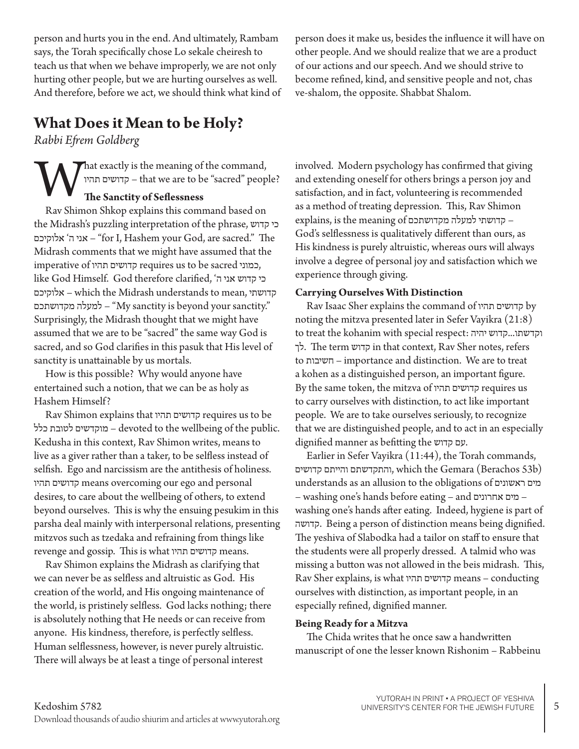person and hurts you in the end. And ultimately, Rambam says, the Torah specifically chose Lo sekale cheiresh to teach us that when we behave improperly, we are not only hurting other people, but we are hurting ourselves as well. And therefore, before we act, we should think what kind of person does it make us, besides the influence it will have on other people. And we should realize that we are a product of our actions and our speech. And we should strive to become refined, kind, and sensitive people and not, chas ve-shalom, the opposite. Shabbat Shalom.

## What Does it Mean to be Holy?

*Rabbi Efrem Goldberg*

What exactly is the meaning of the command, קדושים תהיו – that we are to be "sacred" people?

### The Sanctity of Seflessness

Rav Shimon Shkop explains this command based on the Midrash's puzzling interpretation of the phrase, כי קדוש אני ה' אלוקיכם – "for I, Hashem your God, are sacred." The Midrash comments that we might have assumed that the imperative of קדושים תהיו requires us to be sacred כמוני, like God Himself. God therefore clarified, 'כי קדוש אני ה' אלוקיכם – which the Midrash understands to mean, קדושתי למעלה מקדושתכם – "My sanctity is beyond your sanctity." Surprisingly, the Midrash thought that we might have assumed that we are to be "sacred" the same way God is sacred, and so God clarifies in this pasuk that His level of sanctity is unattainable by us mortals.

How is this possible? Why would anyone have entertained such a notion, that we can be as holy as Hashem Himself?

Rav Shimon explains that קדושים תהיו requires us to be מוקדשים לטובת כלל – devoted to the wellbeing of the public. Kedusha in this context, Rav Shimon writes, means to live as a giver rather than a taker, to be selfless instead of selfish. Ego and narcissism are the antithesis of holiness. קדושים תהיו means overcoming our ego and personal desires, to care about the wellbeing of others, to extend beyond ourselves. This is why the ensuing pesukim in this parsha deal mainly with interpersonal relations, presenting mitzvos such as tzedaka and refraining from things like revenge and gossip. This is what קדושים תהיו means.

Rav Shimon explains the Midrash as clarifying that we can never be as selfless and altruistic as God. His creation of the world, and His ongoing maintenance of the world, is pristinely selfless. God lacks nothing; there is absolutely nothing that He needs or can receive from anyone. His kindness, therefore, is perfectly selfless. Human selflessness, however, is never purely altruistic. There will always be at least a tinge of personal interest involved. Modern psychology has confirmed that giving and extending oneself for others brings a person joy and satisfaction, and in fact, volunteering is recommended as a method of treating depression. This, Rav Shimon explains, is the meaning of קדושתי למעלה מקדושתכם – God's selflessness is qualitatively different than ours, as His kindness is purely altruistic, whereas ours will always involve a degree of personal joy and satisfaction which we experience through giving.

### Carrying Ourselves With Distinction

Rav Isaac Sher explains the command of קדושים תהיו by noting the mitzva presented later in Sefer Vayikra (21:8) to treat the kohanim with special respect: וקדשתו...קדוש יהיה לך. The term קדוש in that context, Rav Sher notes, refers to חשיבות – importance and distinction. We are to treat a kohen as a distinguished person, an important figure. By the same token, the mitzva of קדושים תהיו requires us to carry ourselves with distinction, to act like important people. We are to take ourselves seriously, to recognize that we are distinguished people, and to act in an especially dignified manner as befitting the עם קדוש.

Earlier in Sefer Vayikra (11:44), the Torah commands, והתקדשתם והייתם קדושים, which the Gemara (Berachos 53b) understands as an allusion to the obligations of מים ראשונים – washing one's hands before eating – and מים אחרונים – washing one's hands after eating. Indeed, hygiene is part of קדושה. Being a person of distinction means being dignified. The yeshiva of Slabodka had a tailor on staff to ensure that the students were all properly dressed. A talmid who was missing a button was not allowed in the beis midrash. This, Rav Sher explains, is what קדושים תהיו means – conducting ourselves with distinction, as important people, in an especially refined, dignified manner.

### Being Ready for a Mitzva

The Chida writes that he once saw a handwritten manuscript of one the lesser known Rishonim – Rabbeinu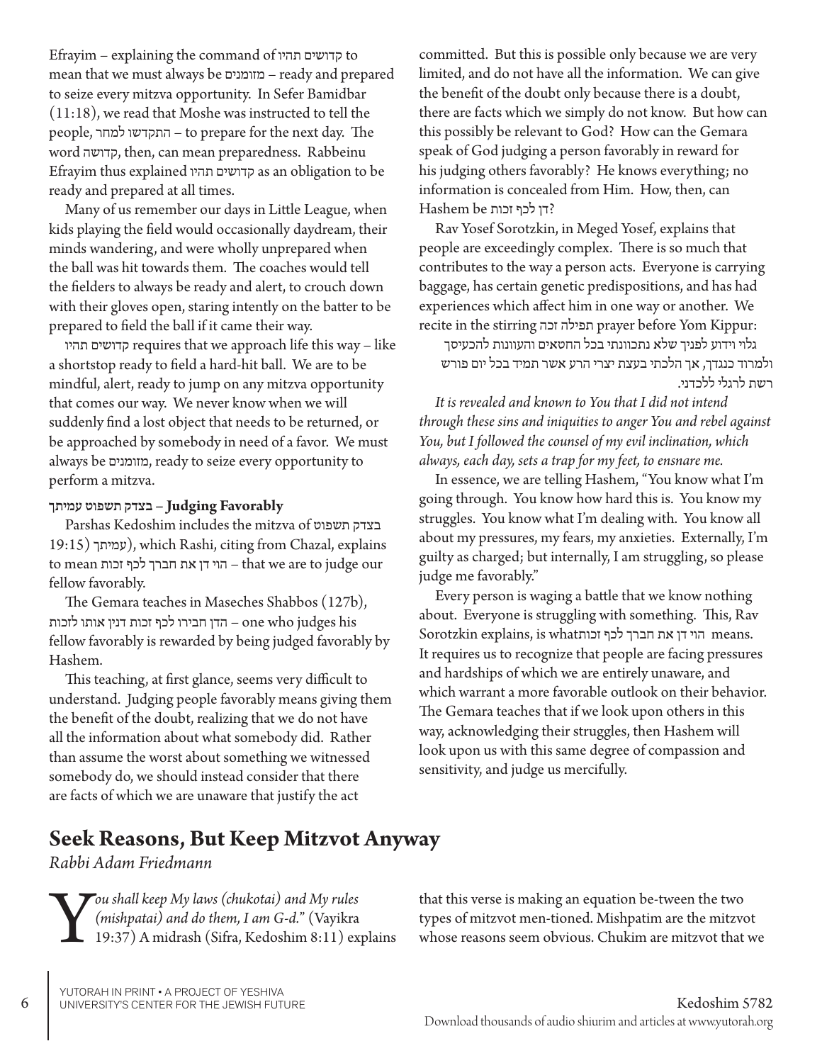Efrayim – explaining the command of קדושים תהיו to mean that we must always be מזומנים – ready and prepared to seize every mitzva opportunity. In Sefer Bamidbar (11:18), we read that Moshe was instructed to tell the people, התקדשו למחר – to prepare for the next day. The word קדושה, then, can mean preparedness. Rabbeinu Efrayim thus explained קדושים תהיו as an obligation to be ready and prepared at all times.

Many of us remember our days in Little League, when kids playing the field would occasionally daydream, their minds wandering, and were wholly unprepared when the ball was hit towards them. The coaches would tell the fielders to always be ready and alert, to crouch down with their gloves open, staring intently on the batter to be prepared to field the ball if it came their way.

קדושים תהיו requires that we approach life this way – like a shortstop ready to field a hard-hit ball. We are to be mindful, alert, ready to jump on any mitzva opportunity that comes our way. We never know when we will suddenly find a lost object that needs to be returned, or be approached by somebody in need of a favor. We must always be מזומנים, ready to seize every opportunity to perform a mitzva.

**בצדק תשפוט עמיתך – Judging Favorably**

Parshas Kedoshim includes the mitzva of בצדק תשפוט עמיתך (19:15), which Rashi, citing from Chazal, explains to mean הוי דן את חברך לכף זכות – that we are to judge our fellow favorably.

The Gemara teaches in Maseches Shabbos (127b), הדן חבירו לכף זכות דנין אותו לזכות – one who judges his fellow favorably is rewarded by being judged favorably by Hashem.

This teaching, at first glance, seems very difficult to understand. Judging people favorably means giving them the benefit of the doubt, realizing that we do not have all the information about what somebody did. Rather than assume the worst about something we witnessed somebody do, we should instead consider that there are facts of which we are unaware that justify the act committed. But this is possible only because we are very limited, and do not have all the information. We can give the benefit of the doubt only because there is a doubt, there are facts which we simply do not know. But how can this possibly be relevant to God? How can the Gemara speak of God judging a person favorably in reward for his judging others favorably? He knows everything; no information is concealed from Him. How, then, can Hashem be דן לכף זכות?

Rav Yosef Sorotzkin, in Meged Yosef, explains that people are exceedingly complex. There is so much that contributes to the way a person acts. Everyone is carrying baggage, has certain genetic predispositions, and has had experiences which affect him in one way or another. We recite in the stirring תפילה זכה prayer before Yom Kippur:

גלוי וידוע לפניך שלא נתכוונתי בכל החטאים והעוונות להכעיסך ולמרוד כנגדך, אך הלכתי בעצת יצרי הרע אשר תמיד בכל יום פורש רשת לרגלי ללכדני.

*It is revealed and known to You that I did not intend through these sins and iniquities to anger You and rebel against You, but I followed the counsel of my evil inclination, which always, each day, sets a trap for my feet, to ensnare me.*

In essence, we are telling Hashem, "You know what I'm going through. You know how hard this is. You know my struggles. You know what I'm dealing with. You know all about my pressures, my fears, my anxieties. Externally, I'm guilty as charged; but internally, I am struggling, so please judge me favorably."

Every person is waging a battle that we know nothing about. Everyone is struggling with something. This, Rav Sorotzkin explains, is whatהוי דן את חברך לכף זכות means. It requires us to recognize that people are facing pressures and hardships of which we are entirely unaware, and which warrant a more favorable outlook on their behavior. The Gemara teaches that if we look upon others in this way, acknowledging their struggles, then Hashem will look upon us with this same degree of compassion and sensitivity, and judge us mercifully.

## Seek Reasons, But Keep Mitzvot Anyway

*Rabbi Adam Friedmann*

*"You shall keep My laws (chukotai) and My rules (mishpatai) and do them, I am G-d."* (Vayikra 19:37) A midrash (Sifra, Kedoshim 8:11) explains that this verse is making an equation be-tween the two types of mitzvot men-tioned. Mishpatim are the mitzvot whose reasons seem obvious. Chukim are mitzvot that we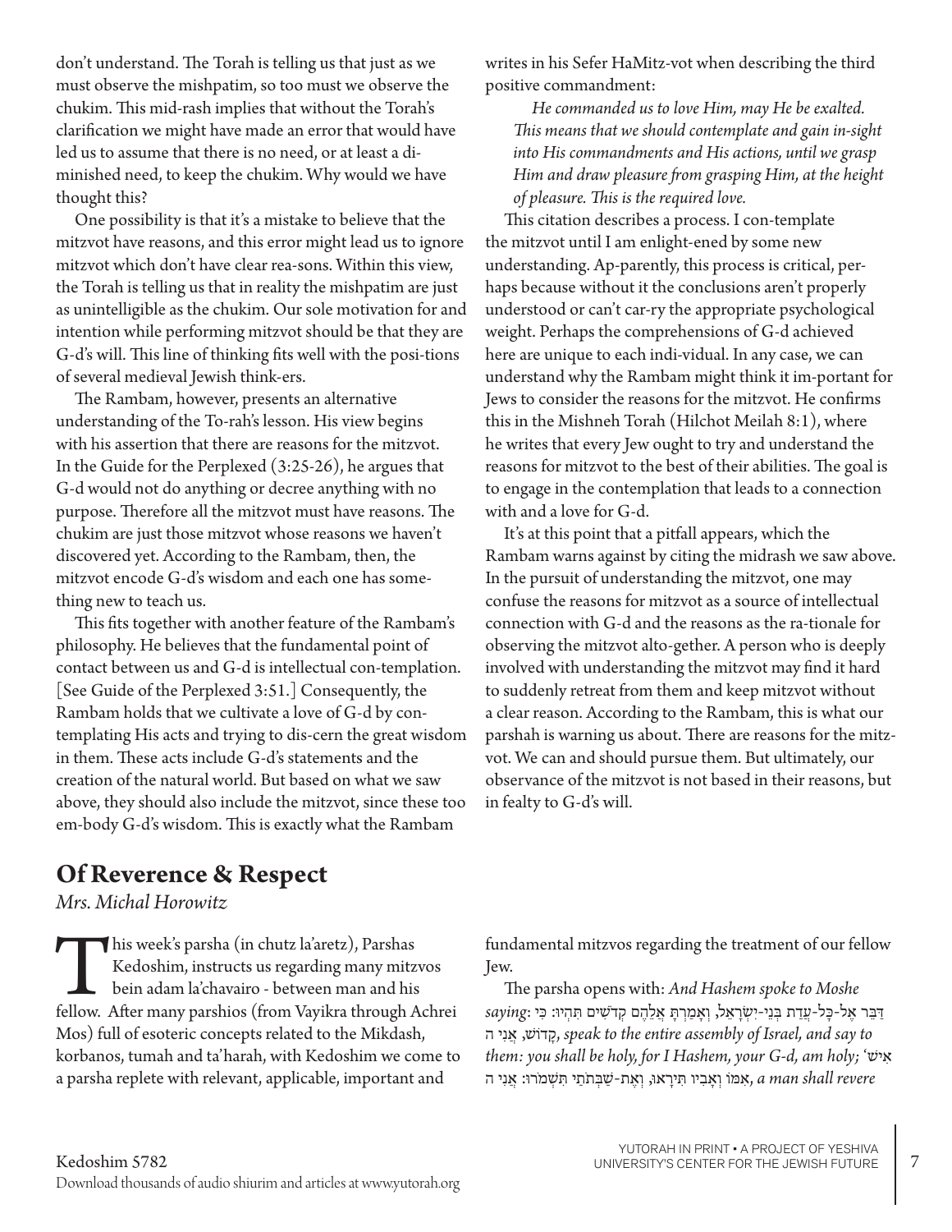don't understand. The Torah is telling us that just as we must observe the mishpatim, so too must we observe the chukim. This mid-rash implies that without the Torah's clarification we might have made an error that would have led us to assume that there is no need, or at least a di-minished need, to keep the chukim. Why would we have thought this?

One possibility is that it's a mistake to believe that the mitzvot have reasons, and this error might lead us to ignore mitzvot which don't have clear rea-sons. Within this view, the Torah is telling us that in reality the mishpatim are just as unintelligible as the chukim. Our sole motivation for and intention while performing mitzvot should be that they are G-d's will. This line of thinking fits well with the posi-tions of several medieval Jewish think-ers.

The Rambam, however, presents an alternative understanding of the To-rah's lesson. His view begins with his assertion that there are reasons for the mitzvot. In the Guide for the Perplexed (3:25-26), he argues that G-d would not do anything or decree anything with no purpose. Therefore all the mitzvot must have reasons. The chukim are just those mitzvot whose reasons we haven't discovered yet. According to the Rambam, then, the mitzvot encode G-d's wisdom and each one has some-thing new to teach us.

This fits together with another feature of the Rambam's philosophy. He believes that the fundamental point of contact between us and G-d is intellectual con-templation. [See Guide of the Perplexed 3:51.] Consequently, the Rambam holds that we cultivate a love of G-d by con-templating His acts and trying to dis-cern the great wisdom in them. These acts include G-d's statements and the creation of the natural world. But based on what we saw above, they should also include the mitzvot, since these too em-body G-d's wisdom. This is exactly what the Rambam writes in his Sefer HaMitz-vot when describing the third positive commandment:

> *He commanded us to love Him, may He be exalted. This means that we should contemplate and gain in-sight into His commandments and His actions, until we grasp Him and draw pleasure from grasping Him, at the height of pleasure. This is the required love.*

This citation describes a process. I con-template the mitzvot until I am enlight-ened by some new understanding. Ap-parently, this process is critical, per-haps because without it the conclusions aren't properly understood or can't car-ry the appropriate psychological weight. Perhaps the comprehensions of G-d achieved here are unique to each indi-vidual. In any case, we can understand why the Rambam might think it im-portant for Jews to consider the reasons for the mitzvot. He confirms this in the Mishneh Torah (Hilchot Meilah 8:1), where he writes that every Jew ought to try and understand the reasons for mitzvot to the best of their abilities. The goal is to engage in the contemplation that leads to a connection with and a love for G-d.

It's at this point that a pitfall appears, which the Rambam warns against by citing the midrash we saw above. In the pursuit of understanding the mitzvot, one may confuse the reasons for mitzvot as a source of intellectual connection with G-d and the reasons as the ra-tionale for observing the mitzvot alto-gether. A person who is deeply involved with understanding the mitzvot may find it hard to suddenly retreat from them and keep mitzvot without a clear reason. According to the Rambam, this is what our parshah is warning us about. There are reasons for the mitz-vot. We can and should pursue them. But ultimately, our observance of the mitzvot is not based in their reasons, but in fealty to G-d's will.

## Of Reverence & Respect

*Mrs. Michal Horowitz*

This week's parsha (in chutz la'aretz), Parshas Kedoshim, instructs us regarding many mitzvos bein adam la'chavairo - between man and his fellow. After many parshios (from Vayikra through Achrei Mos) full of esoteric concepts related to the Mikdash, korbanos, tumah and ta'harah, with Kedoshim we come to a parsha replete with relevant, applicable, important and fundamental mitzvos regarding the treatment of our fellow Jew.

The parsha opens with: *And Hashem spoke to Moshe saying:* דַּבֵּר אֶל-כָּל-עֲדַת בְּנֵי-יִשְׂרָאֵל, וְאָמַרְתָּ אֲלֵהֶם קְדֹשִׁים תִּהְיוּ: כִּי קָדוֹשׁ, אֲנִי ה, *speak to the entire assembly of Israel, and say to them: you shall be holy, for I Hashem, your G-d, am holy;* 'אִישׁ אִמּוֹ וְאָבִיו תִּירָאוּ, וְאֶת-שַׁבְּתֹתַי תִּשְׁמֹרוּ: אֲנִי ה, *a man shall revere*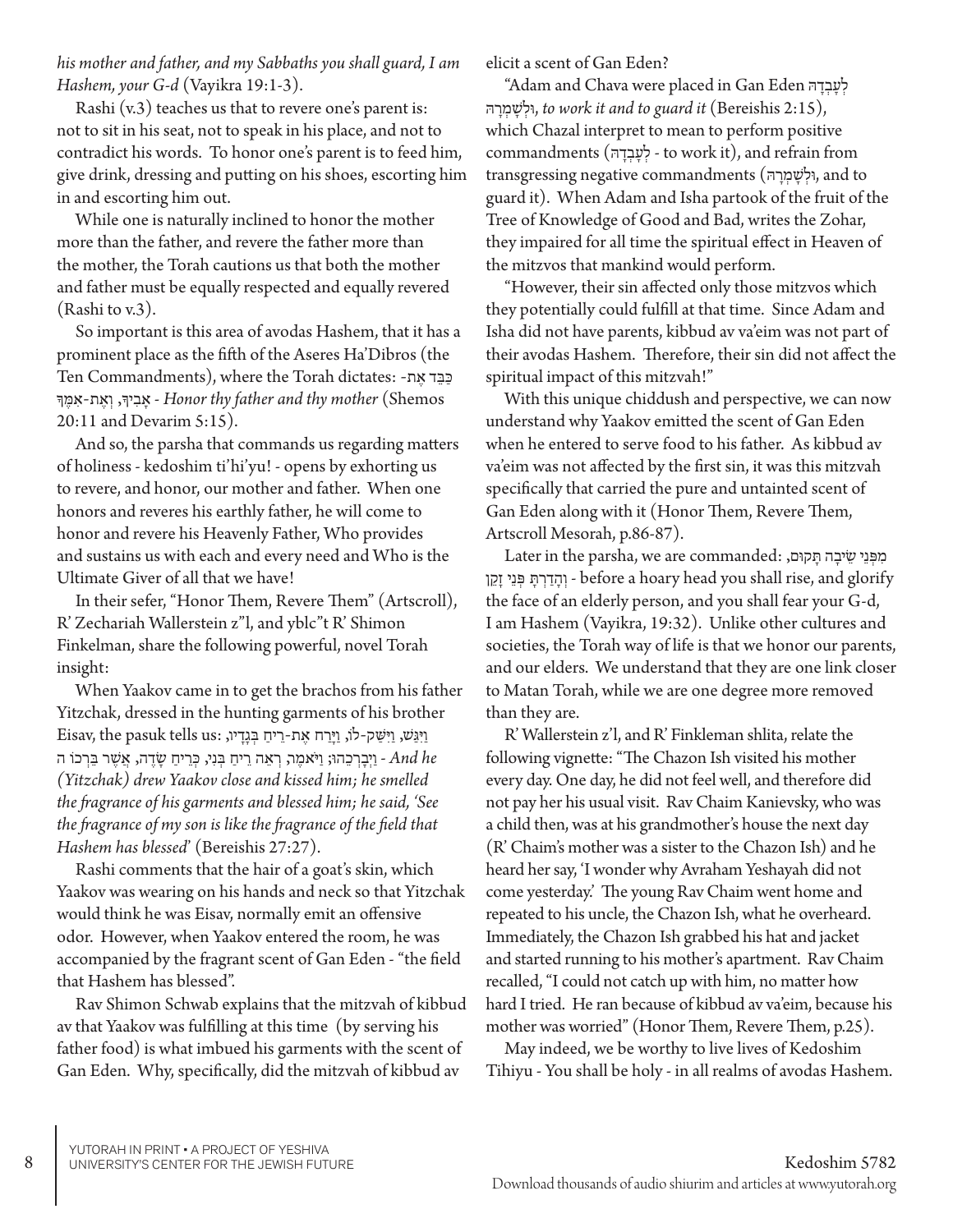*his mother and father, and my Sabbaths you shall guard, I am Hashem, your G-d* (Vayikra 19:1-3).

Rashi (v.3) teaches us that to revere one's parent is: not to sit in his seat, not to speak in his place, and not to contradict his words. To honor one's parent is to feed him, give drink, dressing and putting on his shoes, escorting him in and escorting him out.

While one is naturally inclined to honor the mother more than the father, and revere the father more than the mother, the Torah cautions us that both the mother and father must be equally respected and equally revered (Rashi to v.3).

So important is this area of avodas Hashem, that it has a prominent place as the fifth of the Aseres Ha'Dibros (the Ten Commandments), where the Torah dictates: כַּבֵּד אֶת-אָבִיךָ, וְאֶת-אִמֶּךָ - *Honor thy father and thy mother* (Shemos 20:11 and Devarim 5:15).

And so, the parsha that commands us regarding matters of holiness - kedoshim ti'hi'yu! - opens by exhorting us to revere, and honor, our mother and father. When one honors and reveres his earthly father, he will come to honor and revere his Heavenly Father, Who provides and sustains us with each and every need and Who is the Ultimate Giver of all that we have!

In their sefer, "Honor Them, Revere Them" (Artscroll), R' Zechariah Wallerstein z"l, and yblc"t R' Shimon Finkelman, share the following powerful, novel Torah insight:

When Yaakov came in to get the brachos from his father Yitzchak, dressed in the hunting garments of his brother Eisav, the pasuk tells us: וַיִּגַּשׁ, וַיִּשַּׁק-לוֹ, וַיָּרַח אֶת-רֵיחַ בְּגָדָיו, וַיְבָרְכֵהוּ; וַיֹּאמֶר, רְאֵה רֵיחַ בְּנִי, כְּרֵיחַ שָׂדֶה, אֲשֶׁר בֵּרְכוֹ ה - *And he (Yitzchak) drew Yaakov close and kissed him; he smelled the fragrance of his garments and blessed him; he said, 'See the fragrance of my son is like the fragrance of the field that Hashem has blessed'* (Bereishis 27:27).

Rashi comments that the hair of a goat's skin, which Yaakov was wearing on his hands and neck so that Yitzchak would think he was Eisav, normally emit an offensive odor. However, when Yaakov entered the room, he was accompanied by the fragrant scent of Gan Eden - "the field that Hashem has blessed".

Rav Shimon Schwab explains that the mitzvah of kibbud av that Yaakov was fulfilling at this time (by serving his father food) is what imbued his garments with the scent of Gan Eden. Why, specifically, did the mitzvah of kibbud av elicit a scent of Gan Eden?

"Adam and Chava were placed in Gan Eden לְעָבְדָהּ וּלְשָׁמְרָהּ, *to work it and to guard it* (Bereishis 2:15), which Chazal interpret to mean to perform positive commandments (לְעָבְדָהּ - to work it), and refrain from transgressing negative commandments (וּלְשָׁמְרָהּ, and to guard it). When Adam and Isha partook of the fruit of the Tree of Knowledge of Good and Bad, writes the Zohar, they impaired for all time the spiritual effect in Heaven of the mitzvos that mankind would perform.

"However, their sin affected only those mitzvos which they potentially could fulfill at that time. Since Adam and Isha did not have parents, kibbud av va'eim was not part of their avodas Hashem. Therefore, their sin did not affect the spiritual impact of this mitzvah!"

With this unique chiddush and perspective, we can now understand why Yaakov emitted the scent of Gan Eden when he entered to serve food to his father. As kibbud av va'eim was not affected by the first sin, it was this mitzvah specifically that carried the pure and untainted scent of Gan Eden along with it (Honor Them, Revere Them, Artscroll Mesorah, p.86-87).

Later in the parsha, we are commanded: מִפְּנֵי שֵׂיבָה תָּקוּם, וְהָדַרְתָּ פְּנֵי זָקֵן - before a hoary head you shall rise, and glorify the face of an elderly person, and you shall fear your G-d, I am Hashem (Vayikra, 19:32). Unlike other cultures and societies, the Torah way of life is that we honor our parents, and our elders. We understand that they are one link closer to Matan Torah, while we are one degree more removed than they are.

R' Wallerstein z'l, and R' Finkleman shlita, relate the following vignette: "The Chazon Ish visited his mother every day. One day, he did not feel well, and therefore did not pay her his usual visit. Rav Chaim Kanievsky, who was a child then, was at his grandmother's house the next day (R' Chaim's mother was a sister to the Chazon Ish) and he heard her say, 'I wonder why Avraham Yeshayah did not come yesterday.' The young Rav Chaim went home and repeated to his uncle, the Chazon Ish, what he overheard. Immediately, the Chazon Ish grabbed his hat and jacket and started running to his mother's apartment. Rav Chaim recalled, "I could not catch up with him, no matter how hard I tried. He ran because of kibbud av va'eim, because his mother was worried" (Honor Them, Revere Them, p.25).

May indeed, we be worthy to live lives of Kedoshim Tihiyu - You shall be holy - in all realms of avodas Hashem.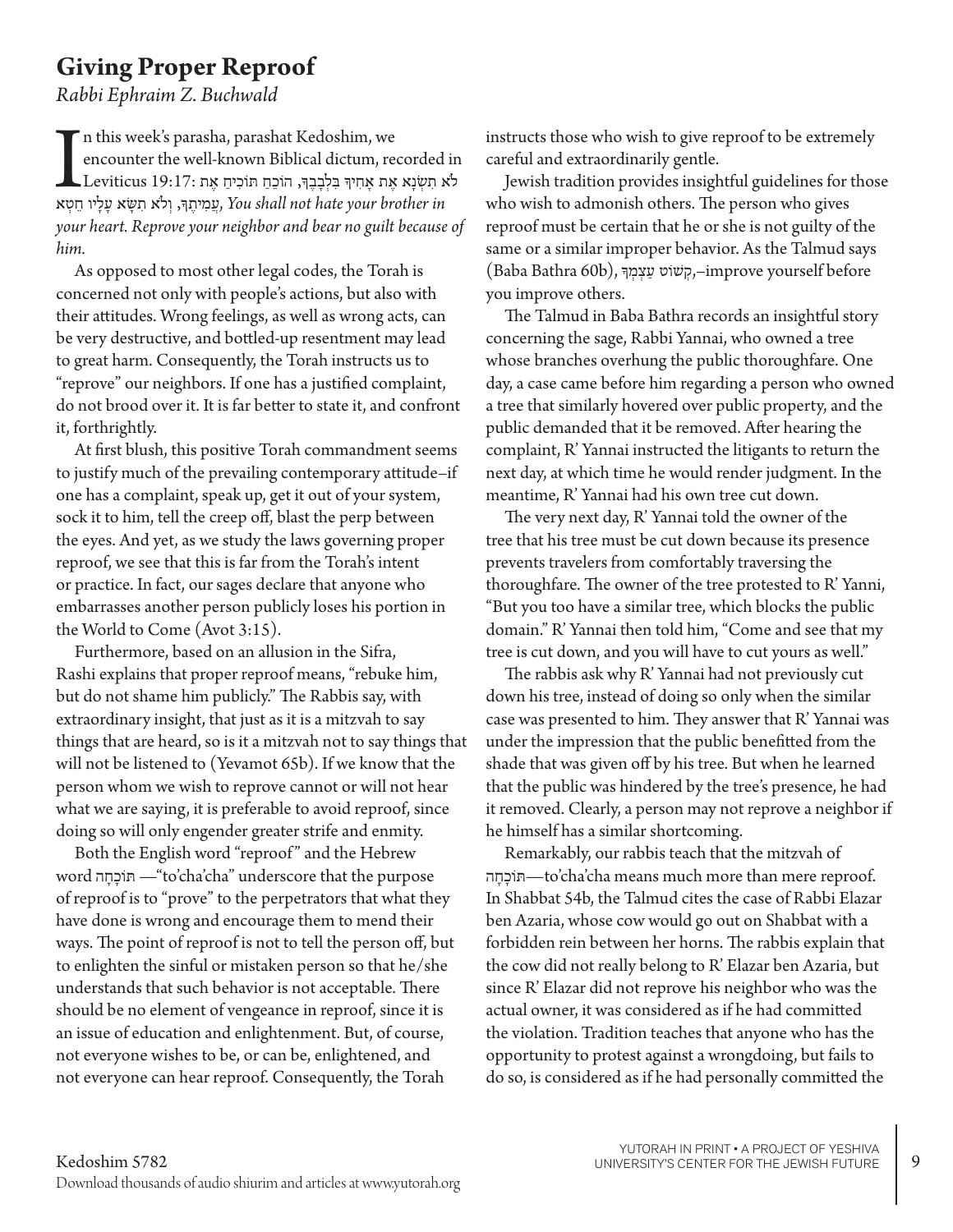# Giving Proper Reproof

*Rabbi Ephraim Z. Buchwald*

In this week's parasha, parashat Kedoshim, we encounter the well-known Biblical dictum, recorded in Leviticus 19:17: לֹא תִשְׂנָא אֶת אָחִיךָ בִּלְבָבֶךָ, הוֹכֵחַ תּוֹכִיחַ אֶת עֲמִיתֶךָ, וְלֹא תִשָּׂא עָלָיו חֵטְא, *You shall not hate your brother in your heart. Reprove your neighbor and bear no guilt because of him.*

As opposed to most other legal codes, the Torah is concerned not only with people's actions, but also with their attitudes. Wrong feelings, as well as wrong acts, can be very destructive, and bottled-up resentment may lead to great harm. Consequently, the Torah instructs us to "reprove" our neighbors. If one has a justified complaint, do not brood over it. It is far better to state it, and confront it, forthrightly.

At first blush, this positive Torah commandment seems to justify much of the prevailing contemporary attitude–if one has a complaint, speak up, get it out of your system, sock it to him, tell the creep off, blast the perp between the eyes. And yet, as we study the laws governing proper reproof, we see that this is far from the Torah's intent or practice. In fact, our sages declare that anyone who embarrasses another person publicly loses his portion in the World to Come (Avot 3:15).

Furthermore, based on an allusion in the Sifra, Rashi explains that proper reproof means, "rebuke him, but do not shame him publicly." The Rabbis say, with extraordinary insight, that just as it is a mitzvah to say things that are heard, so is it a mitzvah not to say things that will not be listened to (Yevamot 65b). If we know that the person whom we wish to reprove cannot or will not hear what we are saying, it is preferable to avoid reproof, since doing so will only engender greater strife and enmity.

Both the English word "reproof" and the Hebrew word תּוֹכָחָה —"to'cha'cha" underscore that the purpose of reproof is to "prove" to the perpetrators that what they have done is wrong and encourage them to mend their ways. The point of reproof is not to tell the person off, but to enlighten the sinful or mistaken person so that he/she understands that such behavior is not acceptable. There should be no element of vengeance in reproof, since it is an issue of education and enlightenment. But, of course, not everyone wishes to be, or can be, enlightened, and not everyone can hear reproof. Consequently, the Torah instructs those who wish to give reproof to be extremely careful and extraordinarily gentle.

Jewish tradition provides insightful guidelines for those who wish to admonish others. The person who gives reproof must be certain that he or she is not guilty of the same or a similar improper behavior. As the Talmud says (Baba Bathra 60b), קְשׁוֹט עַצְמְךָ,–improve yourself before you improve others.

The Talmud in Baba Bathra records an insightful story concerning the sage, Rabbi Yannai, who owned a tree whose branches overhung the public thoroughfare. One day, a case came before him regarding a person who owned a tree that similarly hovered over public property, and the public demanded that it be removed. After hearing the complaint, R' Yannai instructed the litigants to return the next day, at which time he would render judgment. In the meantime, R' Yannai had his own tree cut down.

The very next day, R' Yannai told the owner of the tree that his tree must be cut down because its presence prevents travelers from comfortably traversing the thoroughfare. The owner of the tree protested to R' Yanni, "But you too have a similar tree, which blocks the public domain." R' Yannai then told him, "Come and see that my tree is cut down, and you will have to cut yours as well."

The rabbis ask why R' Yannai had not previously cut down his tree, instead of doing so only when the similar case was presented to him. They answer that R' Yannai was under the impression that the public benefitted from the shade that was given off by his tree. But when he learned that the public was hindered by the tree's presence, he had it removed. Clearly, a person may not reprove a neighbor if he himself has a similar shortcoming.

Remarkably, our rabbis teach that the mitzvah of תּוֹכָחָה—to'cha'cha means much more than mere reproof. In Shabbat 54b, the Talmud cites the case of Rabbi Elazar ben Azaria, whose cow would go out on Shabbat with a forbidden rein between her horns. The rabbis explain that the cow did not really belong to R' Elazar ben Azaria, but since R' Elazar did not reprove his neighbor who was the actual owner, it was considered as if he had committed the violation. Tradition teaches that anyone who has the opportunity to protest against a wrongdoing, but fails to do so, is considered as if he had personally committed the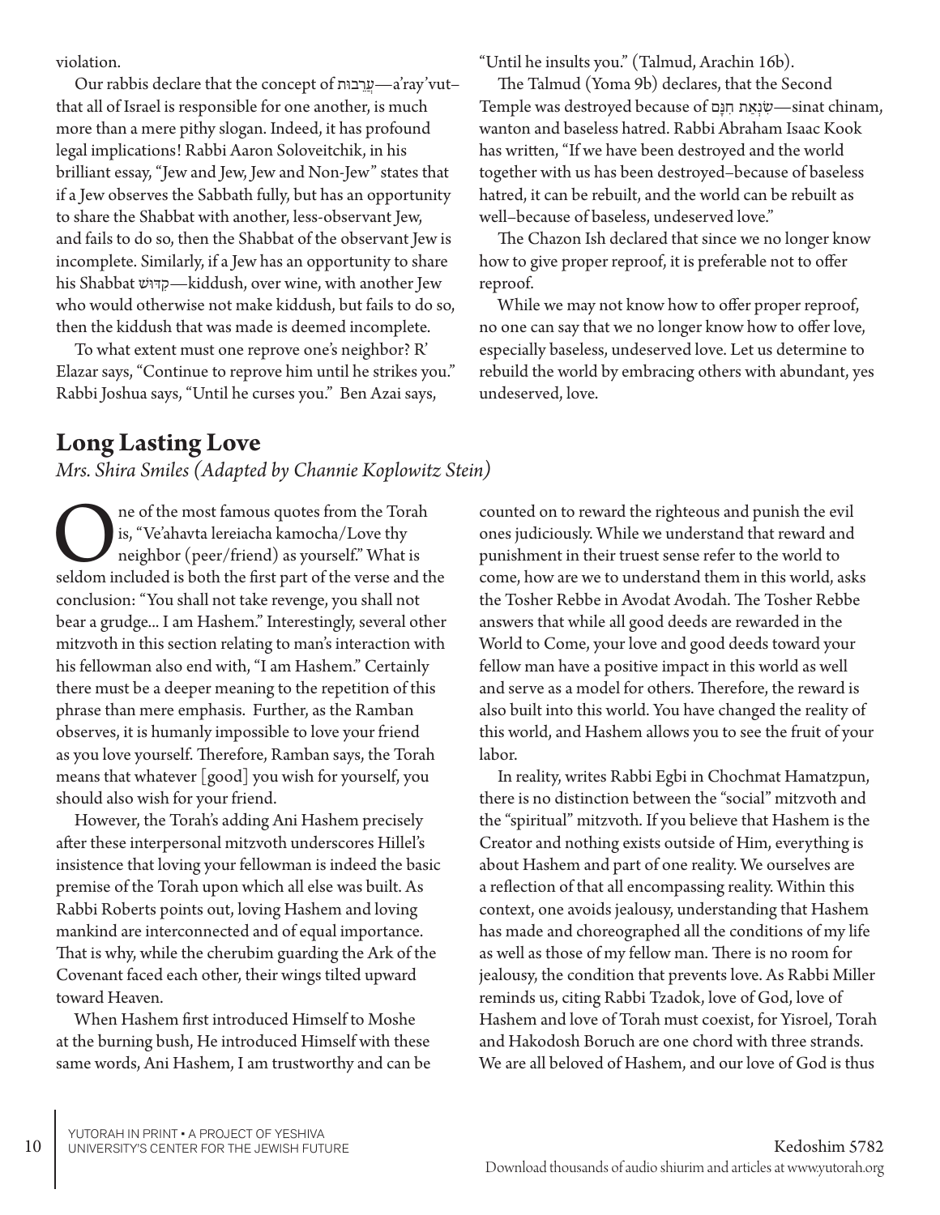violation.

Our rabbis declare that the concept of עֲרֵבוּת—a'ray'vut–that all of Israel is responsible for one another, is much more than a mere pithy slogan. Indeed, it has profound legal implications! Rabbi Aaron Soloveitchik, in his brilliant essay, "Jew and Jew, Jew and Non-Jew" states that if a Jew observes the Sabbath fully, but has an opportunity to share the Shabbat with another, less-observant Jew, and fails to do so, then the Shabbat of the observant Jew is incomplete. Similarly, if a Jew has an opportunity to share his Shabbat קדוש—kiddush, over wine, with another Jew who would otherwise not make kiddush, but fails to do so, then the kiddush that was made is deemed incomplete.

To what extent must one reprove one's neighbor? R' Elazar says, "Continue to reprove him until he strikes you." Rabbi Joshua says, "Until he curses you." Ben Azai says, "Until he insults you." (Talmud, Arachin 16b).

The Talmud (Yoma 9b) declares, that the Second Temple was destroyed because of שִׂנְאַת חִנָּם—sinat chinam, wanton and baseless hatred. Rabbi Abraham Isaac Kook has written, "If we have been destroyed and the world together with us has been destroyed–because of baseless hatred, it can be rebuilt, and the world can be rebuilt as well–because of baseless, undeserved love."

The Chazon Ish declared that since we no longer know how to give proper reproof, it is preferable not to offer reproof.

While we may not know how to offer proper reproof, no one can say that we no longer know how to offer love, especially baseless, undeserved love. Let us determine to rebuild the world by embracing others with abundant, yes undeserved, love.

## Long Lasting Love

*Mrs. Shira Smiles (Adapted by Channie Koplowitz Stein)*

One of the most famous quotes from the Torah is, "Ve'ahavta lereiacha kamocha/Love thy neighbor (peer/friend) as yourself." What is seldom included is both the first part of the verse and the conclusion: "You shall not take revenge, you shall not bear a grudge... I am Hashem." Interestingly, several other mitzvoth in this section relating to man's interaction with his fellowman also end with, "I am Hashem." Certainly there must be a deeper meaning to the repetition of this phrase than mere emphasis. Further, as the Ramban observes, it is humanly impossible to love your friend as you love yourself. Therefore, Ramban says, the Torah means that whatever [good] you wish for yourself, you should also wish for your friend.

However, the Torah's adding Ani Hashem precisely after these interpersonal mitzvoth underscores Hillel's insistence that loving your fellowman is indeed the basic premise of the Torah upon which all else was built. As Rabbi Roberts points out, loving Hashem and loving mankind are interconnected and of equal importance. That is why, while the cherubim guarding the Ark of the Covenant faced each other, their wings tilted upward toward Heaven.

When Hashem first introduced Himself to Moshe at the burning bush, He introduced Himself with these same words, Ani Hashem, I am trustworthy and can be counted on to reward the righteous and punish the evil ones judiciously. While we understand that reward and punishment in their truest sense refer to the world to come, how are we to understand them in this world, asks the Tosher Rebbe in Avodat Avodah. The Tosher Rebbe answers that while all good deeds are rewarded in the World to Come, your love and good deeds toward your fellow man have a positive impact in this world as well and serve as a model for others. Therefore, the reward is also built into this world. You have changed the reality of this world, and Hashem allows you to see the fruit of your labor.

In reality, writes Rabbi Egbi in Chochmat Hamatzpun, there is no distinction between the "social" mitzvoth and the "spiritual" mitzvoth. If you believe that Hashem is the Creator and nothing exists outside of Him, everything is about Hashem and part of one reality. We ourselves are a reflection of that all encompassing reality. Within this context, one avoids jealousy, understanding that Hashem has made and choreographed all the conditions of my life as well as those of my fellow man. There is no room for jealousy, the condition that prevents love. As Rabbi Miller reminds us, citing Rabbi Tzadok, love of God, love of Hashem and love of Torah must coexist, for Yisroel, Torah and Hakodosh Boruch are one chord with three strands. We are all beloved of Hashem, and our love of God is thus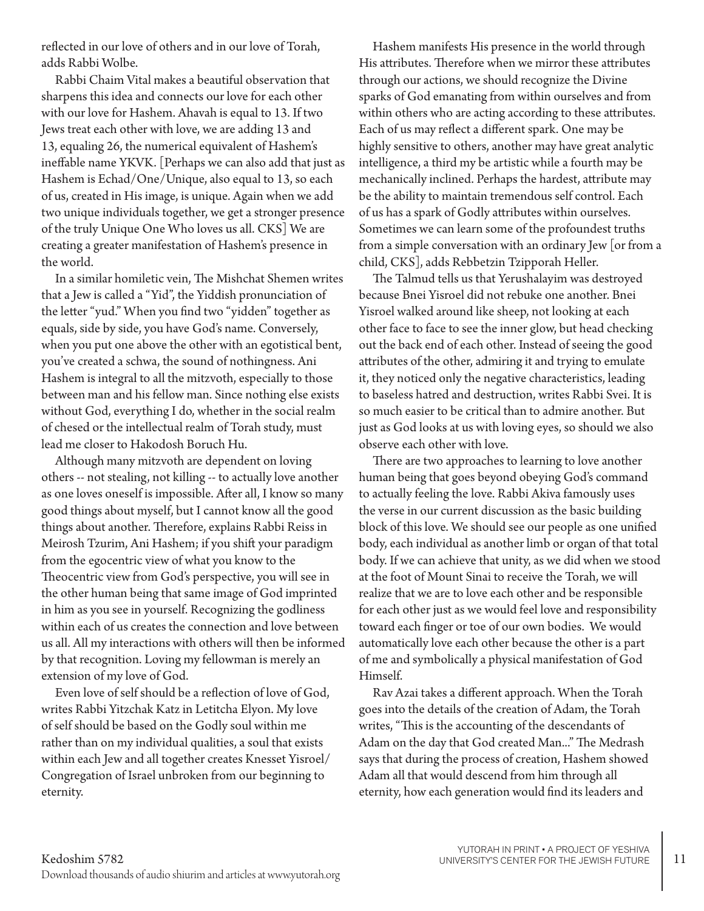reflected in our love of others and in our love of Torah, adds Rabbi Wolbe.

Rabbi Chaim Vital makes a beautiful observation that sharpens this idea and connects our love for each other with our love for Hashem. Ahavah is equal to 13. If two Jews treat each other with love, we are adding 13 and 13, equaling 26, the numerical equivalent of Hashem's ineffable name YKVK. [Perhaps we can also add that just as Hashem is Echad/One/Unique, also equal to 13, so each of us, created in His image, is unique. Again when we add two unique individuals together, we get a stronger presence of the truly Unique One Who loves us all. CKS] We are creating a greater manifestation of Hashem's presence in the world.

In a similar homiletic vein, The Mishchat Shemen writes that a Jew is called a "Yid", the Yiddish pronunciation of the letter "yud." When you find two "yidden" together as equals, side by side, you have God's name. Conversely, when you put one above the other with an egotistical bent, you've created a schwa, the sound of nothingness. Ani Hashem is integral to all the mitzvoth, especially to those between man and his fellow man. Since nothing else exists without God, everything I do, whether in the social realm of chesed or the intellectual realm of Torah study, must lead me closer to Hakodosh Boruch Hu.

Although many mitzvoth are dependent on loving others -- not stealing, not killing -- to actually love another as one loves oneself is impossible. After all, I know so many good things about myself, but I cannot know all the good things about another. Therefore, explains Rabbi Reiss in Meirosh Tzurim, Ani Hashem; if you shift your paradigm from the egocentric view of what you know to the Theocentric view from God's perspective, you will see in the other human being that same image of God imprinted in him as you see in yourself. Recognizing the godliness within each of us creates the connection and love between us all. All my interactions with others will then be informed by that recognition. Loving my fellowman is merely an extension of my love of God.

Even love of self should be a reflection of love of God, writes Rabbi Yitzchak Katz in Letitcha Elyon. My love of self should be based on the Godly soul within me rather than on my individual qualities, a soul that exists within each Jew and all together creates Knesset Yisroel/Congregation of Israel unbroken from our beginning to eternity.

Hashem manifests His presence in the world through His attributes. Therefore when we mirror these attributes through our actions, we should recognize the Divine sparks of God emanating from within ourselves and from within others who are acting according to these attributes. Each of us may reflect a different spark. One may be highly sensitive to others, another may have great analytic intelligence, a third my be artistic while a fourth may be mechanically inclined. Perhaps the hardest, attribute may be the ability to maintain tremendous self control. Each of us has a spark of Godly attributes within ourselves. Sometimes we can learn some of the profoundest truths from a simple conversation with an ordinary Jew [or from a child, CKS], adds Rebbetzin Tzipporah Heller.

The Talmud tells us that Yerushalayim was destroyed because Bnei Yisroel did not rebuke one another. Bnei Yisroel walked around like sheep, not looking at each other face to face to see the inner glow, but head checking out the back end of each other. Instead of seeing the good attributes of the other, admiring it and trying to emulate it, they noticed only the negative characteristics, leading to baseless hatred and destruction, writes Rabbi Svei. It is so much easier to be critical than to admire another. But just as God looks at us with loving eyes, so should we also observe each other with love.

There are two approaches to learning to love another human being that goes beyond obeying God's command to actually feeling the love. Rabbi Akiva famously uses the verse in our current discussion as the basic building block of this love. We should see our people as one unified body, each individual as another limb or organ of that total body. If we can achieve that unity, as we did when we stood at the foot of Mount Sinai to receive the Torah, we will realize that we are to love each other and be responsible for each other just as we would feel love and responsibility toward each finger or toe of our own bodies. We would automatically love each other because the other is a part of me and symbolically a physical manifestation of God Himself.

Rav Azai takes a different approach. When the Torah goes into the details of the creation of Adam, the Torah writes, "This is the accounting of the descendants of Adam on the day that God created Man..." The Medrash says that during the process of creation, Hashem showed Adam all that would descend from him through all eternity, how each generation would find its leaders and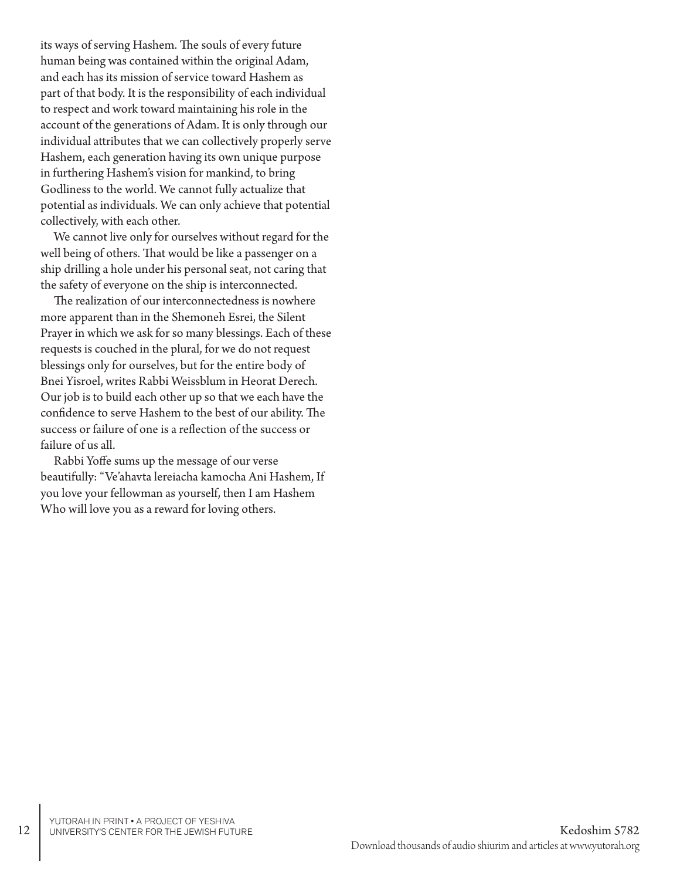its ways of serving Hashem. The souls of every future human being was contained within the original Adam, and each has its mission of service toward Hashem as part of that body. It is the responsibility of each individual to respect and work toward maintaining his role in the account of the generations of Adam. It is only through our individual attributes that we can collectively properly serve Hashem, each generation having its own unique purpose in furthering Hashem's vision for mankind, to bring Godliness to the world. We cannot fully actualize that potential as individuals. We can only achieve that potential collectively, with each other.

We cannot live only for ourselves without regard for the well being of others. That would be like a passenger on a ship drilling a hole under his personal seat, not caring that the safety of everyone on the ship is interconnected.

The realization of our interconnectedness is nowhere more apparent than in the Shemoneh Esrei, the Silent Prayer in which we ask for so many blessings. Each of these requests is couched in the plural, for we do not request blessings only for ourselves, but for the entire body of Bnei Yisroel, writes Rabbi Weissblum in Heorat Derech. Our job is to build each other up so that we each have the confidence to serve Hashem to the best of our ability. The success or failure of one is a reflection of the success or failure of us all.

Rabbi Yoffe sums up the message of our verse beautifully: "Ve'ahavta lereiacha kamocha Ani Hashem, If you love your fellowman as yourself, then I am Hashem Who will love you as a reward for loving others.